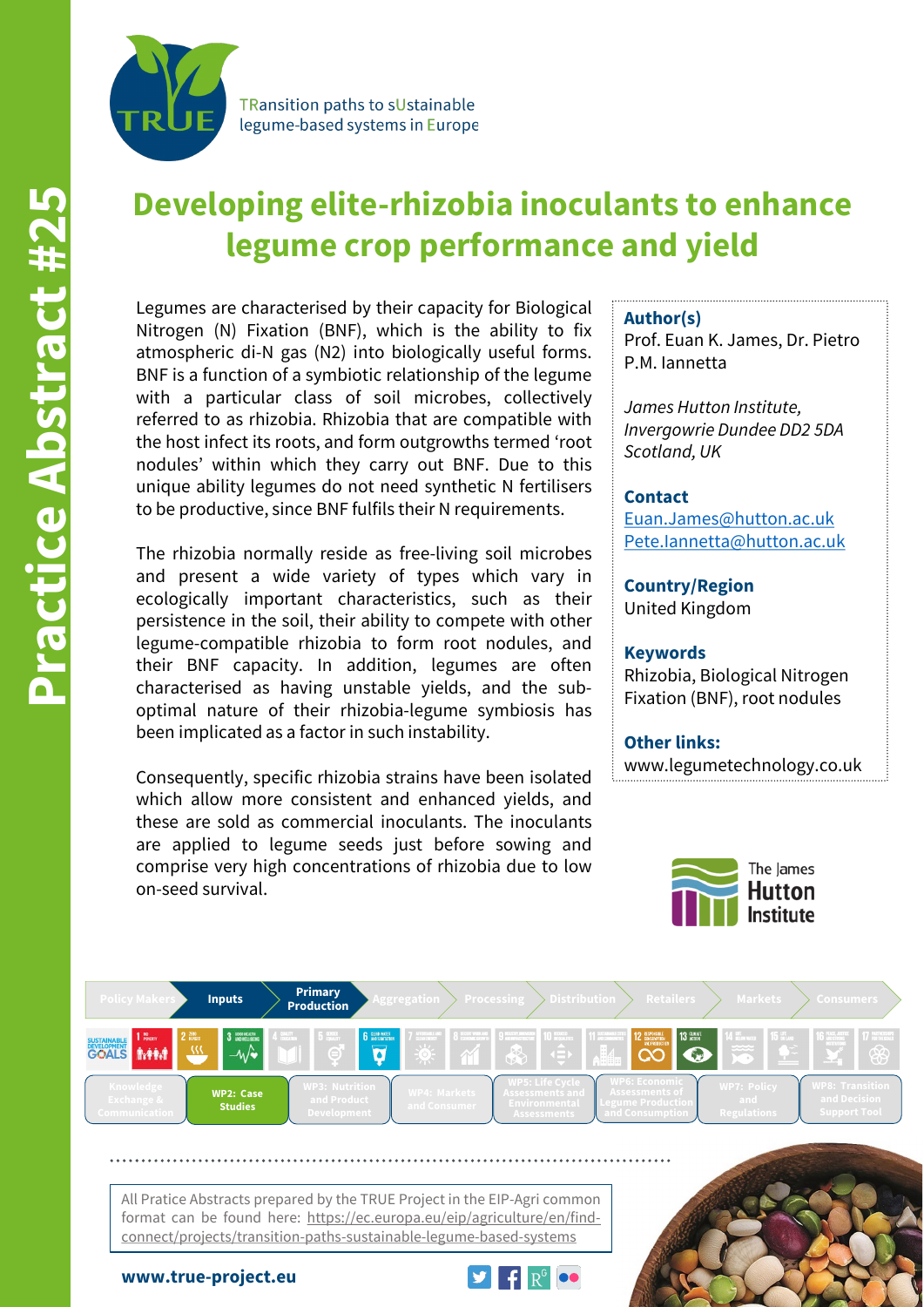**Practice Abstract #25**

TRansition paths to sUstainable legume-based systems in Europe

# Developing elite-rhizobia inoculants to enhance legume crop performance and yield

Legumes are characterised by their capacity for Biological Nitrogen (N) Fixation (BNF), which is the ability to fix atmospheric di-N gas (N2) into biologically useful forms. BNF is a function of a symbiotic relationship of the legume with a particular class of soil microbes, collectively referred to as rhizobia. Rhizobia that are compatible with the host infect its roots, and form outgrowths termed 'root nodules' within which they carry out BNF. Due to this unique ability legumes do not need synthetic N fertilisers to be productive, since BNF fulfils their N requirements.

The rhizobia normally reside as free-living soil microbes and present a wide variety of types which vary in ecologically important characteristics, such as their persistence in the soil, their ability to compete with other legume-compatible rhizobia to form root nodules, and their BNF capacity. In addition, legumes are often characterised as having unstable yields, and the sub-optimal nature of their rhizobia-legume symbiosis has been implicated as a factor in such instability.

Consequently, specific rhizobia strains have been isolated which allow more consistent and enhanced yields, and these are sold as commercial inoculants. The inoculants are applied to legume seeds just before sowing and comprise very high concentrations of rhizobia due to low on-seed survival.

**Author(s)**
Prof. Euan K. James, Dr. Pietro P.M. Iannetta

*James Hutton Institute, Invergowrie Dundee DD2 5DA Scotland, UK*

**Contact**
Euan.James@hutton.ac.uk
Pete.Iannetta@hutton.ac.uk

**Country/Region**
United Kingdom

**Keywords**
Rhizobia, Biological Nitrogen Fixation (BNF), root nodules

**Other links:**
www.legumetechnology.co.uk

The James Hutton Institute

Policy Makers | **Inputs** | **Primary Production** | Aggregation | Processing | Distribution | Retailers | Markets | Consumers

Knowledge Exchange & Communication | **WP2: Case Studies** | WP3: Nutrition and Product Development | WP4: Markets and Consumer | WP5: Life Cycle Assessments and Environmental Assessments | WP6: Economic Assessments of Legume Production and Consumption | WP7: Policy and Regulations | WP8: Transition and Decision Support Tool

All Pratice Abstracts prepared by the TRUE Project in the EIP-Agri common format can be found here: https://ec.europa.eu/eip/agriculture/en/find-connect/projects/transition-paths-sustainable-legume-based-systems

**www.true-project.eu**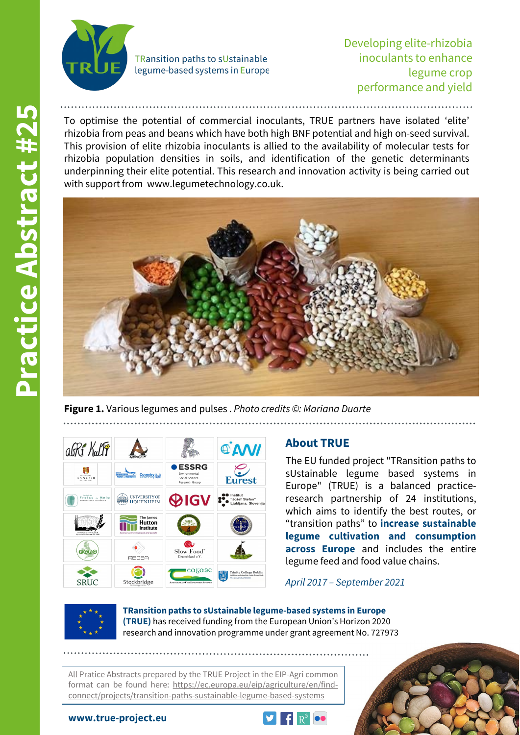# Practice Abstract #25

TRansition paths to sUstainable legume-based systems in Europe

## Developing elite-rhizobia inoculants to enhance legume crop performance and yield

To optimise the potential of commercial inoculants, TRUE partners have isolated 'elite' rhizobia from peas and beans which have both high BNF potential and high on-seed survival. This provision of elite rhizobia inoculants is allied to the availability of molecular tests for rhizobia population densities in soils, and identification of the genetic determinants underpinning their elite potential. This research and innovation activity is being carried out with support from www.legumetechnology.co.uk.

**Figure 1.** Various legumes and pulses . *Photo credits ©: Mariana Duarte*

## About TRUE

The EU funded project "TRansition paths to sUstainable legume based systems in Europe" (TRUE) is a balanced practice-research partnership of 24 institutions, which aims to identify the best routes, or "transition paths" to **increase sustainable legume cultivation and consumption across Europe** and includes the entire legume feed and food value chains.

*April 2017 – September 2021*

**TRansition paths to sUstainable legume-based systems in Europe (TRUE)** has received funding from the European Union's Horizon 2020 research and innovation programme under grant agreement No. 727973

All Pratice Abstracts prepared by the TRUE Project in the EIP-Agri common format can be found here: https://ec.europa.eu/eip/agriculture/en/find-connect/projects/transition-paths-sustainable-legume-based-systems

**www.true-project.eu**